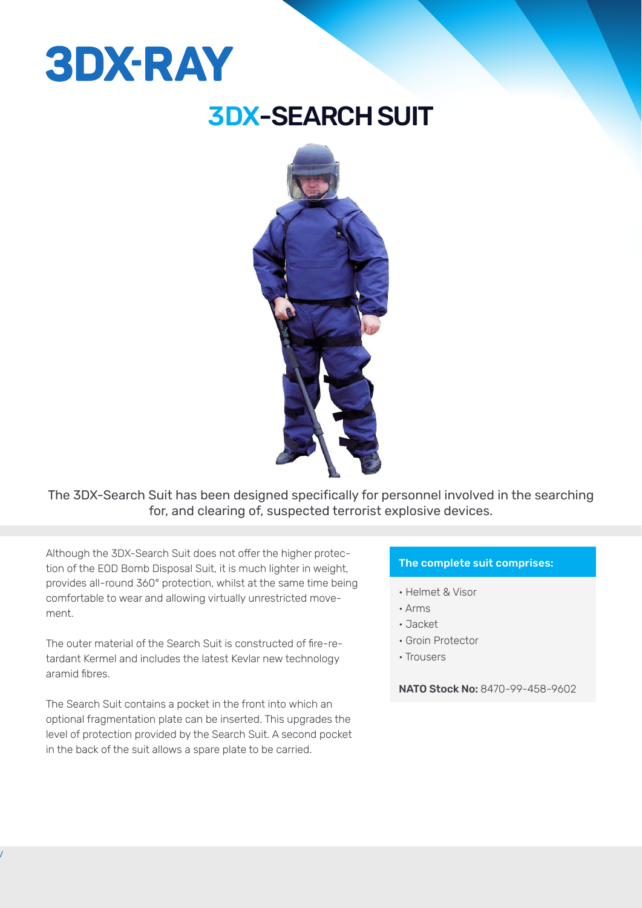# 3DX-RAY

## 3DX-SEARCH SUIT

The 3DX-Search Suit has been designed specifically for personnel involved in the searching for, and clearing of, suspected terrorist explosive devices.

Although the 3DX-Search Suit does not offer the higher protection of the EOD Bomb Disposal Suit, it is much lighter in weight, provides all-round 360° protection, whilst at the same time being comfortable to wear and allowing virtually unrestricted movement.

The outer material of the Search Suit is constructed of fire-retardant Kermel and includes the latest Kevlar new technology aramid fibres.

The Search Suit contains a pocket in the front into which an optional fragmentation plate can be inserted. This upgrades the level of protection provided by the Search Suit. A second pocket in the back of the suit allows a spare plate to be carried.

**The complete suit comprises:**

- Helmet & Visor
- Arms
- Jacket
- Groin Protector
- Trousers

**NATO Stock No:** 8470-99-458-9602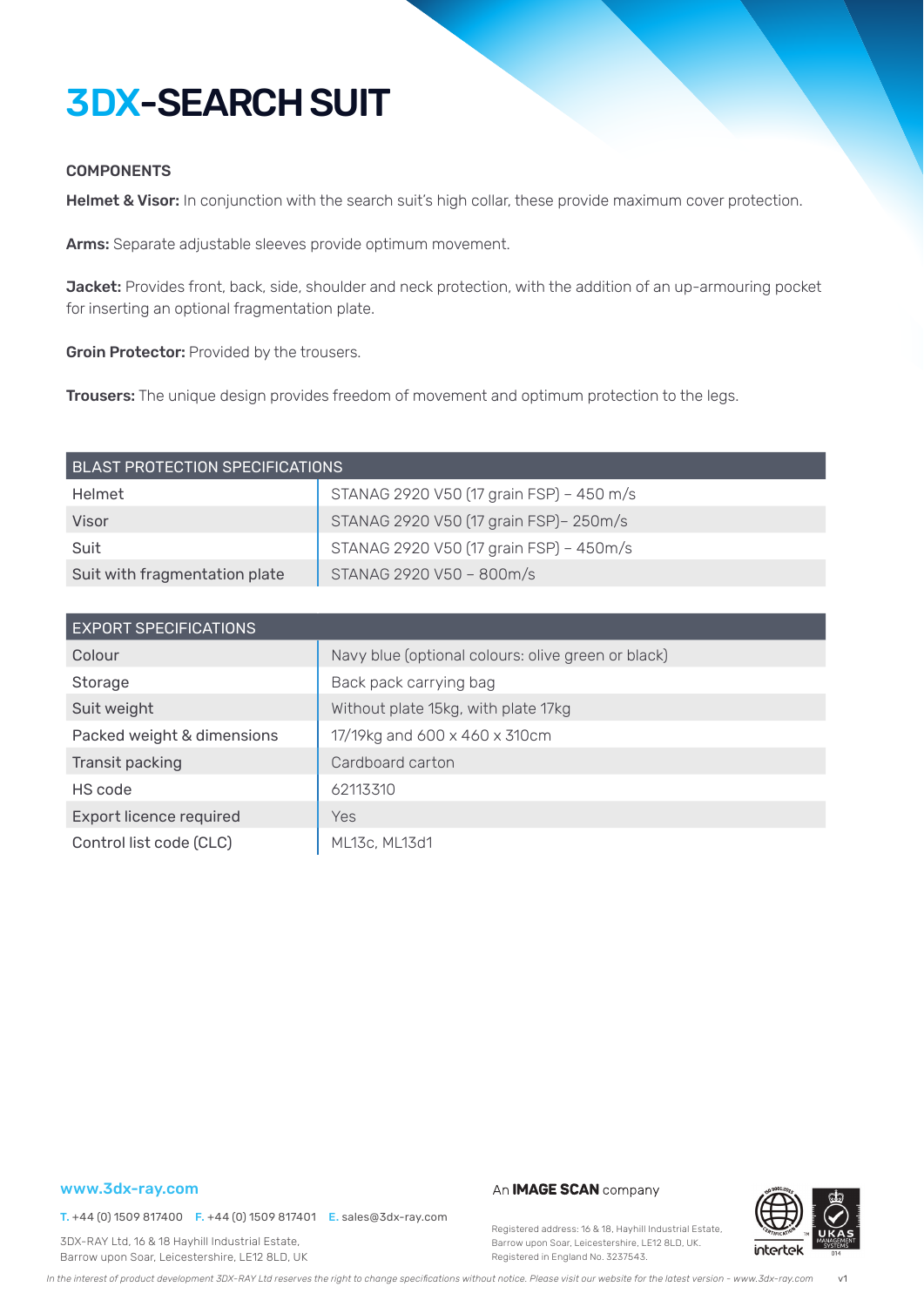# 3DX-SEARCH SUIT

## COMPONENTS

**Helmet & Visor:** In conjunction with the search suit's high collar, these provide maximum cover protection.

**Arms:** Separate adjustable sleeves provide optimum movement.

**Jacket:** Provides front, back, side, shoulder and neck protection, with the addition of an up-armouring pocket for inserting an optional fragmentation plate.

**Groin Protector:** Provided by the trousers.

**Trousers:** The unique design provides freedom of movement and optimum protection to the legs.

| BLAST PROTECTION SPECIFICATIONS | |
|---|---|
| Helmet | STANAG 2920 V50 (17 grain FSP) – 450 m/s |
| Visor | STANAG 2920 V50 (17 grain FSP)– 250m/s |
| Suit | STANAG 2920 V50 (17 grain FSP) – 450m/s |
| Suit with fragmentation plate | STANAG 2920 V50 – 800m/s |

| EXPORT SPECIFICATIONS | |
|---|---|
| Colour | Navy blue (optional colours: olive green or black) |
| Storage | Back pack carrying bag |
| Suit weight | Without plate 15kg, with plate 17kg |
| Packed weight & dimensions | 17/19kg and 600 x 460 x 310cm |
| Transit packing | Cardboard carton |
| HS code | 62113310 |
| Export licence required | Yes |
| Control list code (CLC) | ML13c, ML13d1 |

www.3dx-ray.com

T. +44 (0) 1509 817400 F. +44 (0) 1509 817401 E. sales@3dx-ray.com

3DX-RAY Ltd, 16 & 18 Hayhill Industrial Estate, Barrow upon Soar, Leicestershire, LE12 8LD, UK

An **IMAGE SCAN** company

Registered address: 16 & 18, Hayhill Industrial Estate, Barrow upon Soar, Leicestershire, LE12 8LD, UK. Registered in England No. 3237543.

*In the interest of product development 3DX-RAY Ltd reserves the right to change specifications without notice. Please visit our website for the latest version - www.3dx-ray.com*

v1